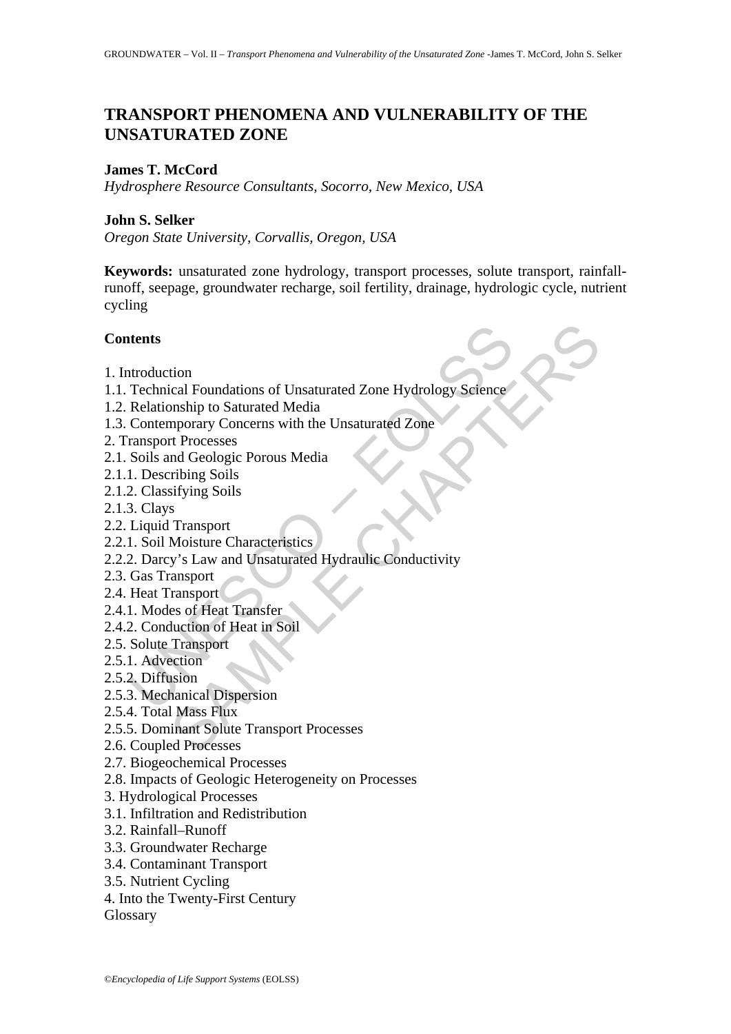# TRANSPORT PHENOMENA AND VULNERABILITY OF THE UNSATURATED ZONE

**James T. McCord**
*Hydrosphere Resource Consultants, Socorro, New Mexico, USA*

**John S. Selker**
*Oregon State University, Corvallis, Oregon, USA*

**Keywords:** unsaturated zone hydrology, transport processes, solute transport, rainfall-runoff, seepage, groundwater recharge, soil fertility, drainage, hydrologic cycle, nutrient cycling

**Contents**

1. Introduction
1.1. Technical Foundations of Unsaturated Zone Hydrology Science
1.2. Relationship to Saturated Media
1.3. Contemporary Concerns with the Unsaturated Zone
2. Transport Processes
2.1. Soils and Geologic Porous Media
2.1.1. Describing Soils
2.1.2. Classifying Soils
2.1.3. Clays
2.2. Liquid Transport
2.2.1. Soil Moisture Characteristics
2.2.2. Darcy's Law and Unsaturated Hydraulic Conductivity
2.3. Gas Transport
2.4. Heat Transport
2.4.1. Modes of Heat Transfer
2.4.2. Conduction of Heat in Soil
2.5. Solute Transport
2.5.1. Advection
2.5.2. Diffusion
2.5.3. Mechanical Dispersion
2.5.4. Total Mass Flux
2.5.5. Dominant Solute Transport Processes
2.6. Coupled Processes
2.7. Biogeochemical Processes
2.8. Impacts of Geologic Heterogeneity on Processes
3. Hydrological Processes
3.1. Infiltration and Redistribution
3.2. Rainfall–Runoff
3.3. Groundwater Recharge
3.4. Contaminant Transport
3.5. Nutrient Cycling
4. Into the Twenty-First Century
Glossary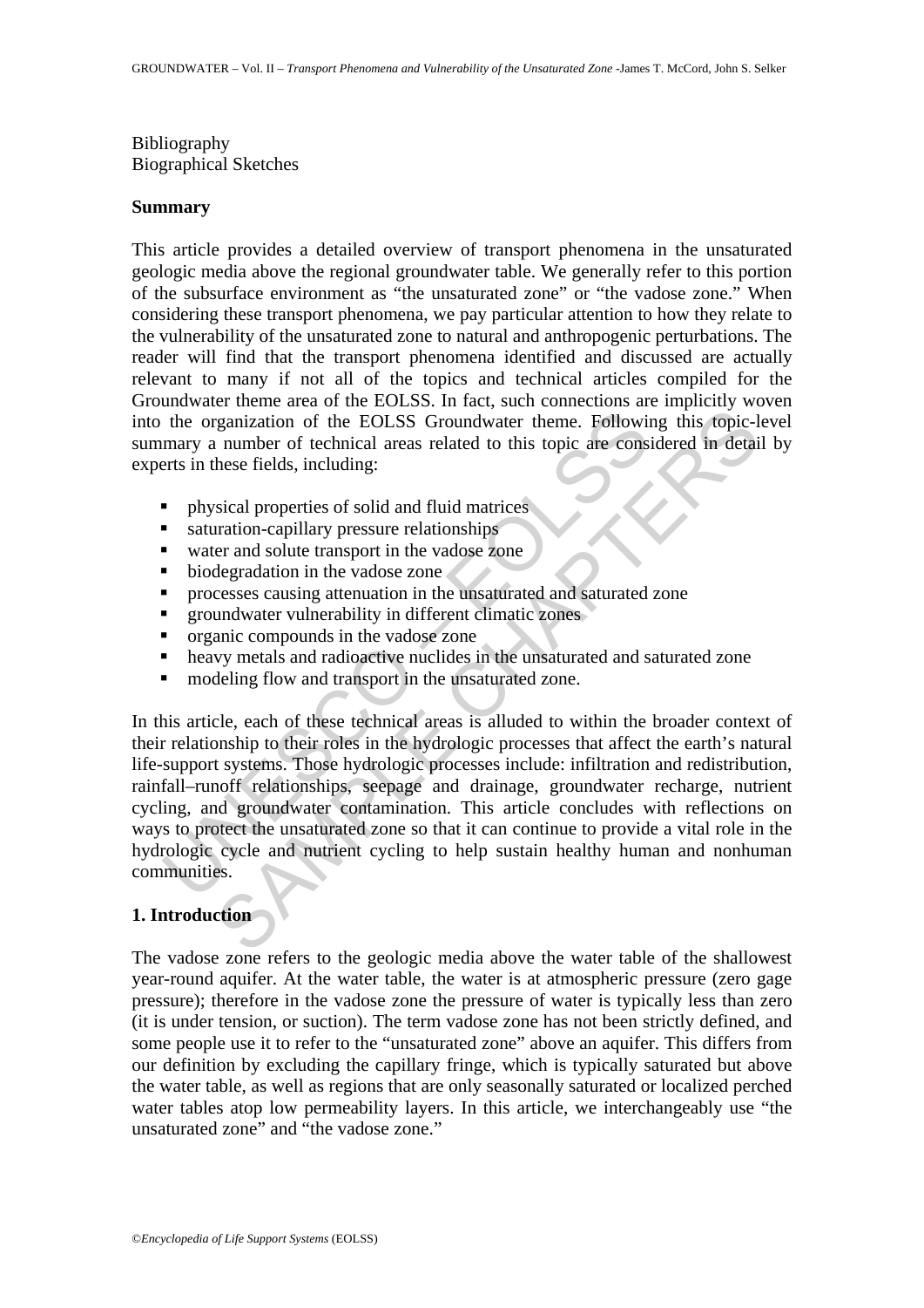Bibliography
Biographical Sketches

## Summary

This article provides a detailed overview of transport phenomena in the unsaturated geologic media above the regional groundwater table. We generally refer to this portion of the subsurface environment as "the unsaturated zone" or "the vadose zone." When considering these transport phenomena, we pay particular attention to how they relate to the vulnerability of the unsaturated zone to natural and anthropogenic perturbations. The reader will find that the transport phenomena identified and discussed are actually relevant to many if not all of the topics and technical articles compiled for the Groundwater theme area of the EOLSS. In fact, such connections are implicitly woven into the organization of the EOLSS Groundwater theme. Following this topic-level summary a number of technical areas related to this topic are considered in detail by experts in these fields, including:

- physical properties of solid and fluid matrices
- saturation-capillary pressure relationships
- water and solute transport in the vadose zone
- biodegradation in the vadose zone
- processes causing attenuation in the unsaturated and saturated zone
- groundwater vulnerability in different climatic zones
- organic compounds in the vadose zone
- heavy metals and radioactive nuclides in the unsaturated and saturated zone
- modeling flow and transport in the unsaturated zone.

In this article, each of these technical areas is alluded to within the broader context of their relationship to their roles in the hydrologic processes that affect the earth's natural life-support systems. Those hydrologic processes include: infiltration and redistribution, rainfall–runoff relationships, seepage and drainage, groundwater recharge, nutrient cycling, and groundwater contamination. This article concludes with reflections on ways to protect the unsaturated zone so that it can continue to provide a vital role in the hydrologic cycle and nutrient cycling to help sustain healthy human and nonhuman communities.

## 1. Introduction

The vadose zone refers to the geologic media above the water table of the shallowest year-round aquifer. At the water table, the water is at atmospheric pressure (zero gage pressure); therefore in the vadose zone the pressure of water is typically less than zero (it is under tension, or suction). The term vadose zone has not been strictly defined, and some people use it to refer to the "unsaturated zone" above an aquifer. This differs from our definition by excluding the capillary fringe, which is typically saturated but above the water table, as well as regions that are only seasonally saturated or localized perched water tables atop low permeability layers. In this article, we interchangeably use "the unsaturated zone" and "the vadose zone."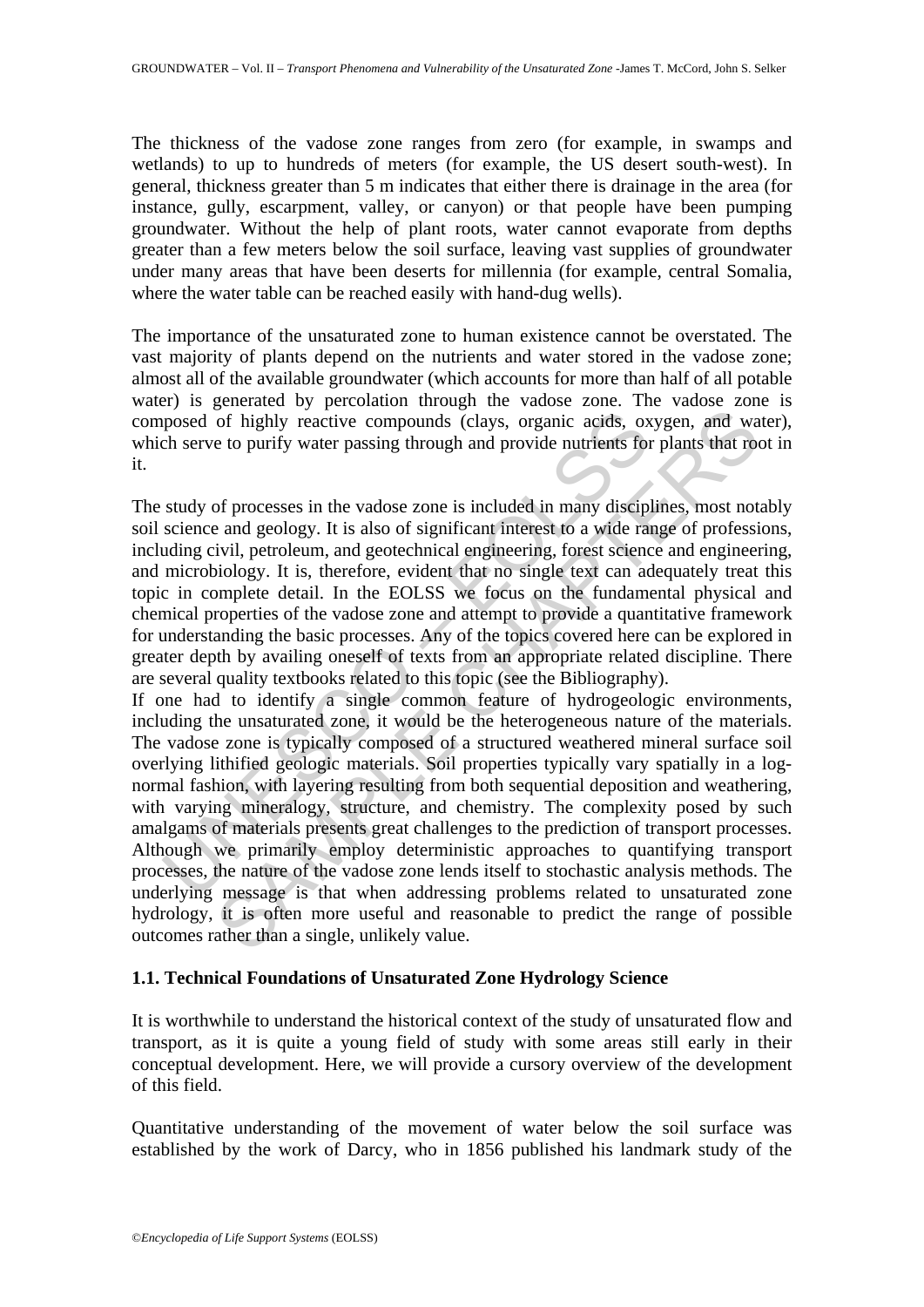The thickness of the vadose zone ranges from zero (for example, in swamps and wetlands) to up to hundreds of meters (for example, the US desert south-west). In general, thickness greater than 5 m indicates that either there is drainage in the area (for instance, gully, escarpment, valley, or canyon) or that people have been pumping groundwater. Without the help of plant roots, water cannot evaporate from depths greater than a few meters below the soil surface, leaving vast supplies of groundwater under many areas that have been deserts for millennia (for example, central Somalia, where the water table can be reached easily with hand-dug wells).

The importance of the unsaturated zone to human existence cannot be overstated. The vast majority of plants depend on the nutrients and water stored in the vadose zone; almost all of the available groundwater (which accounts for more than half of all potable water) is generated by percolation through the vadose zone. The vadose zone is composed of highly reactive compounds (clays, organic acids, oxygen, and water), which serve to purify water passing through and provide nutrients for plants that root in it.

The study of processes in the vadose zone is included in many disciplines, most notably soil science and geology. It is also of significant interest to a wide range of professions, including civil, petroleum, and geotechnical engineering, forest science and engineering, and microbiology. It is, therefore, evident that no single text can adequately treat this topic in complete detail. In the EOLSS we focus on the fundamental physical and chemical properties of the vadose zone and attempt to provide a quantitative framework for understanding the basic processes. Any of the topics covered here can be explored in greater depth by availing oneself of texts from an appropriate related discipline. There are several quality textbooks related to this topic (see the Bibliography).

If one had to identify a single common feature of hydrogeologic environments, including the unsaturated zone, it would be the heterogeneous nature of the materials. The vadose zone is typically composed of a structured weathered mineral surface soil overlying lithified geologic materials. Soil properties typically vary spatially in a log-normal fashion, with layering resulting from sequential deposition and weathering, with varying mineralogy, structure, and chemistry. The complexity posed by such amalgams of materials presents great challenges to the prediction of transport processes. Although we primarily employ deterministic approaches to quantifying transport processes, the nature of the vadose zone lends itself to stochastic analysis methods. The underlying message is that when addressing problems related to unsaturated zone hydrology, it is often more useful and reasonable to predict the range of possible outcomes rather than a single, unlikely value.

### 1.1. Technical Foundations of Unsaturated Zone Hydrology Science

It is worthwhile to understand the historical context of the study of unsaturated flow and transport, as it is quite a young field of study with some areas still early in their conceptual development. Here, we will provide a cursory overview of the development of this field.

Quantitative understanding of the movement of water below the soil surface was established by the work of Darcy, who in 1856 published his landmark study of the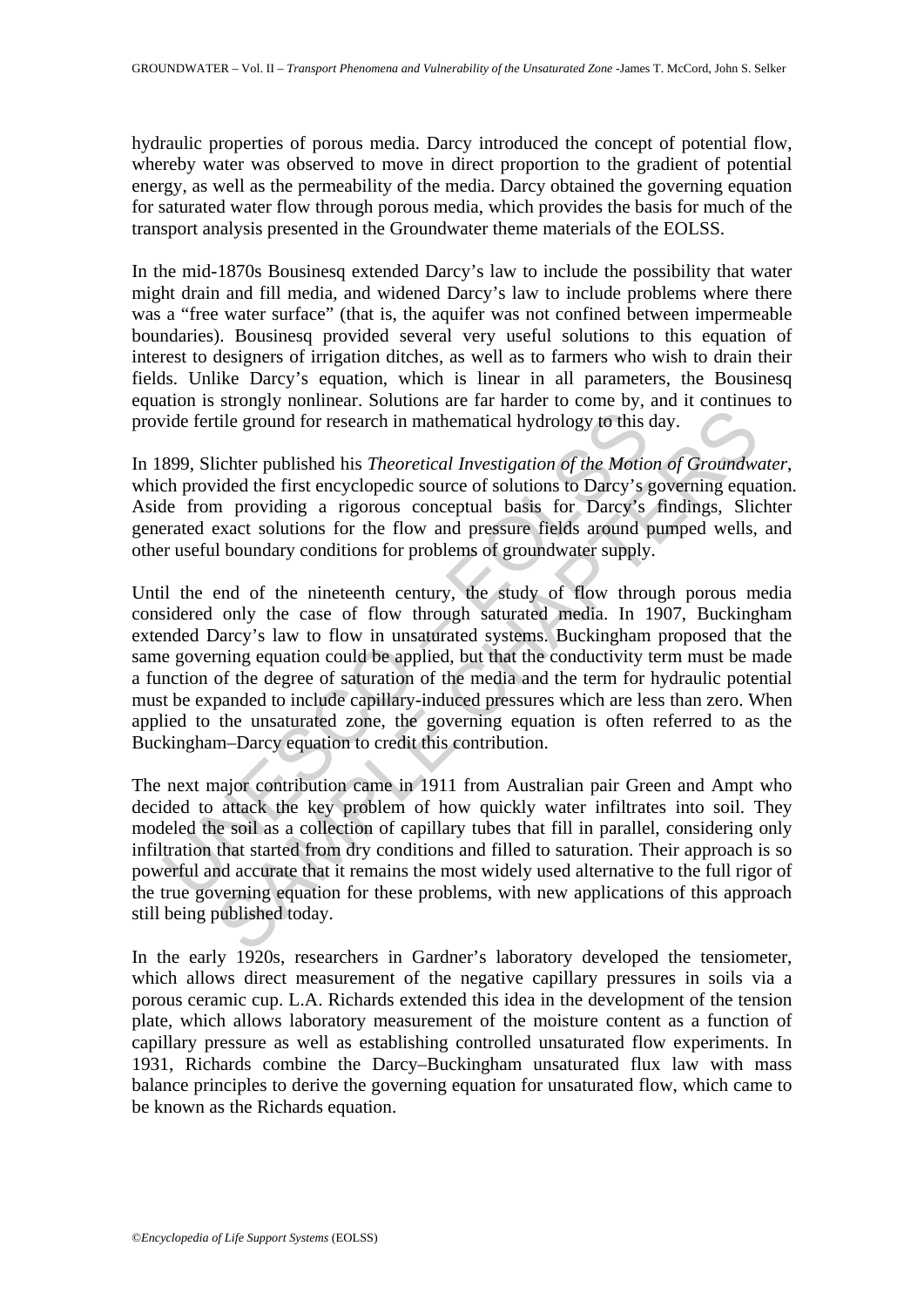hydraulic properties of porous media. Darcy introduced the concept of potential flow, whereby water was observed to move in direct proportion to the gradient of potential energy, as well as the permeability of the media. Darcy obtained the governing equation for saturated water flow through porous media, which provides the basis for much of the transport analysis presented in the Groundwater theme materials of the EOLSS.

In the mid-1870s Bousinesq extended Darcy's law to include the possibility that water might drain and fill media, and widened Darcy's law to include problems where there was a "free water surface" (that is, the aquifer was not confined between impermeable boundaries). Bousinesq provided several very useful solutions to this equation of interest to designers of irrigation ditches, as well as to farmers who wish to drain their fields. Unlike Darcy's equation, which is linear in all parameters, the Bousinesq equation is strongly nonlinear. Solutions are far harder to come by, and it continues to provide fertile ground for research in mathematical hydrology to this day.

In 1899, Slichter published his *Theoretical Investigation of the Motion of Groundwater*, which provided the first encyclopedic source of solutions to Darcy's governing equation. Aside from providing a rigorous conceptual basis for Darcy's findings, Slichter generated exact solutions for the flow and pressure fields around pumped wells, and other useful boundary conditions for problems of groundwater supply.

Until the end of the nineteenth century, the study of flow through porous media considered only the case of flow through saturated media. In 1907, Buckingham extended Darcy's law to flow in unsaturated systems. Buckingham proposed that the same governing equation could be applied, but that the conductivity term must be made a function of the degree of saturation of the media and the term for hydraulic potential must be expanded to include capillary-induced pressures which are less than zero. When applied to the unsaturated zone, the governing equation is often referred to as the Buckingham–Darcy equation to credit this contribution.

The next major contribution came in 1911 from Australian pair Green and Ampt who decided to attack the key problem of how quickly water infiltrates into soil. They modeled the soil as a collection of capillary tubes that fill in parallel, considering only infiltration that started from dry conditions and filled to saturation. Their approach is so powerful and accurate that it remains the most widely used alternative to the full rigor of the true governing equation for these problems, with new applications of this approach still being published today.

In the early 1920s, researchers in Gardner's laboratory developed the tensiometer, which allows direct measurement of the negative capillary pressures in soils via a porous ceramic cup. L.A. Richards extended this idea in the development of the tension plate, which allows laboratory measurement of the moisture content as a function of capillary pressure as well as establishing controlled unsaturated flow experiments. In 1931, Richards combine the Darcy–Buckingham unsaturated flux law with mass balance principles to derive the governing equation for unsaturated flow, which came to be known as the Richards equation.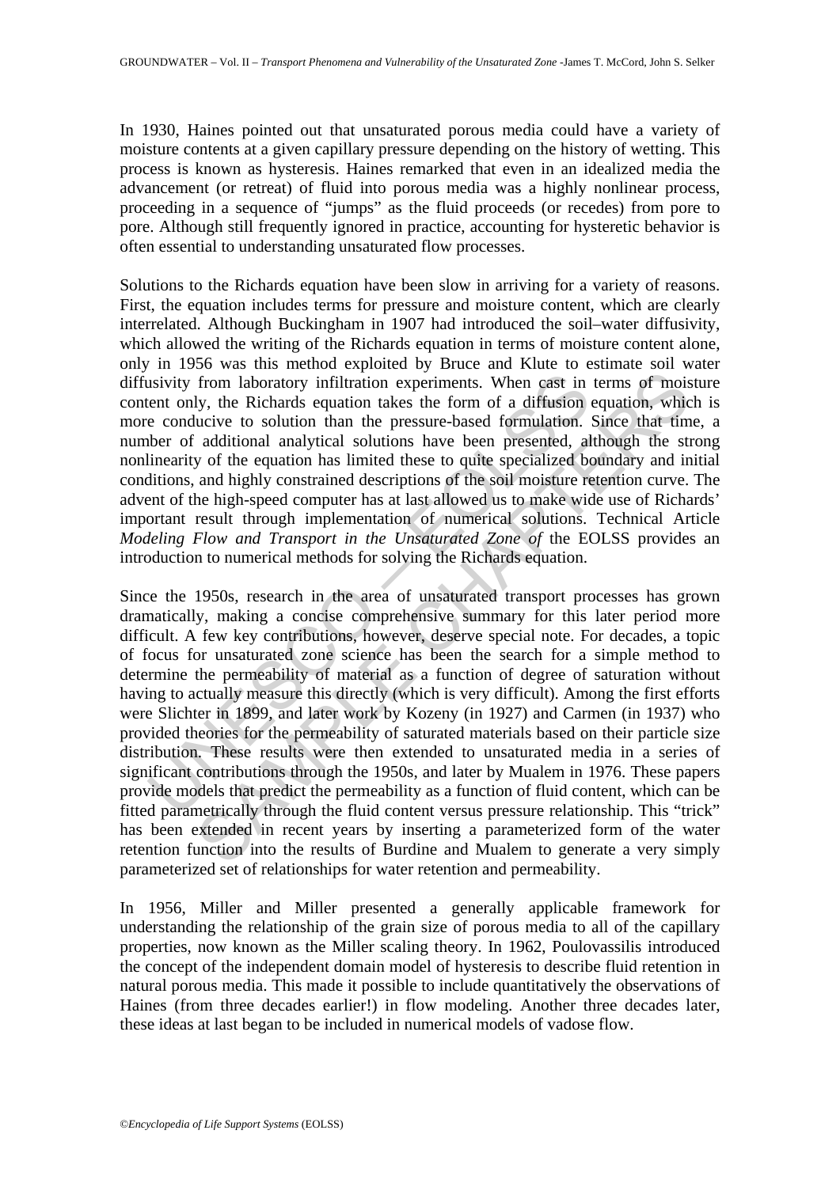In 1930, Haines pointed out that unsaturated porous media could have a variety of moisture contents at a given capillary pressure depending on the history of wetting. This process is known as hysteresis. Haines remarked that even in an idealized media the advancement (or retreat) of fluid into porous media was a highly nonlinear process, proceeding in a sequence of "jumps" as the fluid proceeds (or recedes) from pore to pore. Although still frequently ignored in practice, accounting for hysteretic behavior is often essential to understanding unsaturated flow processes.

Solutions to the Richards equation have been slow in arriving for a variety of reasons. First, the equation includes terms for pressure and moisture content, which are clearly interrelated. Although Buckingham in 1907 had introduced the soil–water diffusivity, which allowed the writing of the Richards equation in terms of moisture content alone, only in 1956 was this method exploited by Bruce and Klute to estimate soil water diffusivity from laboratory infiltration experiments. When cast in terms of moisture content only, the Richards equation takes the form of a diffusion equation, which is more conducive to solution than the pressure-based formulation. Since that time, a number of additional analytical solutions have been presented, although the strong nonlinearity of the equation has limited these to quite specialized boundary and initial conditions, and highly constrained descriptions of the soil moisture retention curve. The advent of the high-speed computer has at last allowed us to make wide use of Richards' important result through implementation of numerical solutions. Technical Article *Modeling Flow and Transport in the Unsaturated Zone of* the EOLSS provides an introduction to numerical methods for solving the Richards equation.

Since the 1950s, research in the area of unsaturated transport processes has grown dramatically, making a concise comprehensive summary for this later period more difficult. A few key contributions, however, deserve special note. For decades, a topic of focus for unsaturated zone science has been the search for a simple method to determine the permeability of material as a function of degree of saturation without having to actually measure this directly (which is very difficult). Among the first efforts were Slichter in 1899, and later work by Kozeny (in 1927) and Carmen (in 1937) who provided theories for the permeability of saturated materials based on their particle size distribution. These results were then extended to unsaturated media in a series of significant contributions through the 1950s, and later by Mualem in 1976. These papers provide models that predict the permeability as a function of fluid content, which can be fitted parametrically through the fluid content versus pressure relationship. This "trick" has been extended in recent years by inserting a parameterized form of the water retention function into the results of Burdine and Mualem to generate a very simply parameterized set of relationships for water retention and permeability.

In 1956, Miller and Miller presented a generally applicable framework for understanding the relationship of the grain size of porous media to all of the capillary properties, now known as the Miller scaling theory. In 1962, Poulovassilis introduced the concept of the independent domain model of hysteresis to describe fluid retention in natural porous media. This made it possible to include quantitatively the observations of Haines (from three decades earlier!) in flow modeling. Another three decades later, these ideas at last began to be included in numerical models of vadose flow.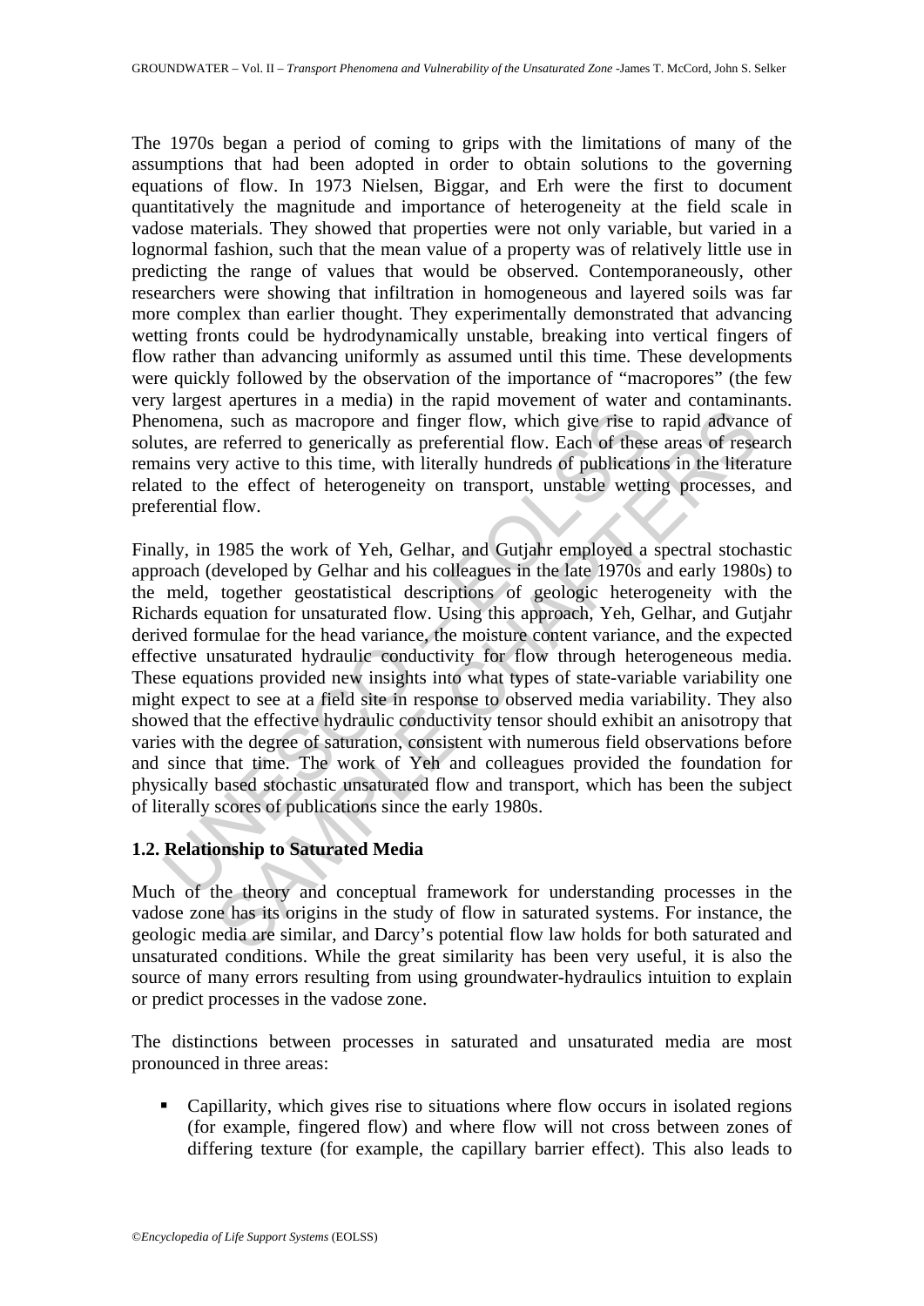The 1970s began a period of coming to grips with the limitations of many of the assumptions that had been adopted in order to obtain solutions to the governing equations of flow. In 1973 Nielsen, Biggar, and Erh were the first to document quantitatively the magnitude and importance of heterogeneity at the field scale in vadose materials. They showed that properties were not only variable, but varied in a lognormal fashion, such that the mean value of a property was of relatively little use in predicting the range of values that would be observed. Contemporaneously, other researchers were showing that infiltration in homogeneous and layered soils was far more complex than earlier thought. They experimentally demonstrated that advancing wetting fronts could be hydrodynamically unstable, breaking into vertical fingers of flow rather than advancing uniformly as assumed until this time. These developments were quickly followed by the observation of the importance of "macropores" (the few very largest apertures in a media) in the rapid movement of water and contaminants. Phenomena, such as macropore and finger flow, which give rise to rapid advance of solutes, are referred to generically as preferential flow. Each of these areas of research remains very active to this time, with literally hundreds of publications in the literature related to the effect of heterogeneity on transport, unstable wetting processes, and preferential flow.

Finally, in 1985 the work of Yeh, Gelhar, and Gutjahr employed a spectral stochastic approach (developed by Gelhar and his colleagues in the late 1970s and early 1980s) to the meld, together geostatistical descriptions of geologic heterogeneity with the Richards equation for unsaturated flow. Using this approach, Yeh, Gelhar, and Gutjahr derived formulae for the head variance, the moisture content variance, and the expected effective unsaturated hydraulic conductivity for flow through heterogeneous media. These equations provided new insights into what types of state-variable variability one might expect to see at a field site in response to observed media variability. They also showed that the effective hydraulic conductivity tensor should exhibit an anisotropy that varies with the degree of saturation, consistent with numerous field observations before and since that time. The work of Yeh and colleagues provided the foundation for physically based stochastic unsaturated flow and transport, which has been the subject of literally scores of publications since the early 1980s.

## 1.2. Relationship to Saturated Media

Much of the theory and conceptual framework for understanding processes in the vadose zone has its origins in the study of flow in saturated systems. For instance, the geologic media are similar, and Darcy's potential flow law holds for both saturated and unsaturated conditions. While the great similarity has been very useful, it is also the source of many errors resulting from using groundwater-hydraulics intuition to explain or predict processes in the vadose zone.

The distinctions between processes in saturated and unsaturated media are most pronounced in three areas:

- Capillarity, which gives rise to situations where flow occurs in isolated regions (for example, fingered flow) and where flow will not cross between zones of differing texture (for example, the capillary barrier effect). This also leads to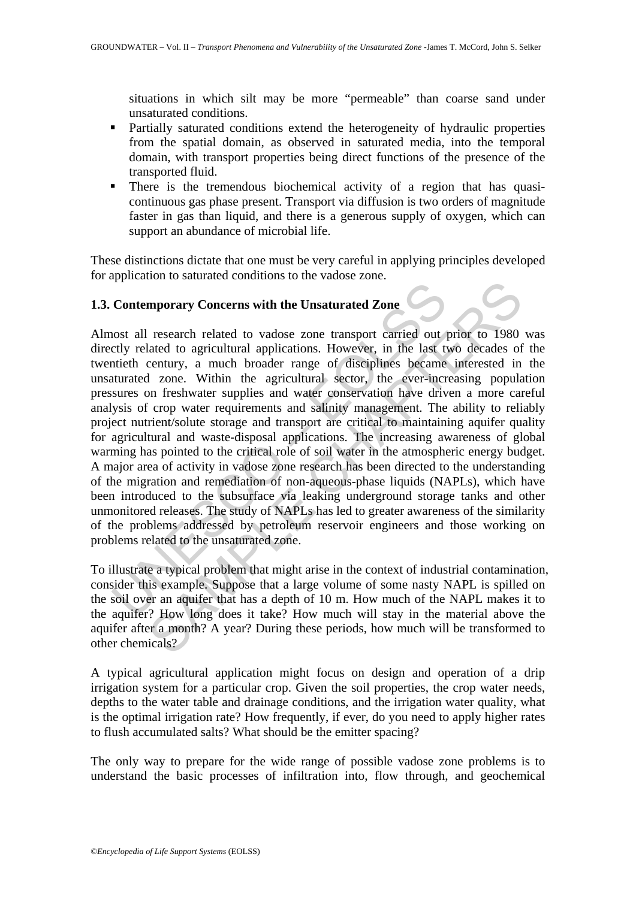situations in which silt may be more "permeable" than coarse sand under unsaturated conditions.

- Partially saturated conditions extend the heterogeneity of hydraulic properties from the spatial domain, as observed in saturated media, into the temporal domain, with transport properties being direct functions of the presence of the transported fluid.
- There is the tremendous biochemical activity of a region that has quasi-continuous gas phase present. Transport via diffusion is two orders of magnitude faster in gas than liquid, and there is a generous supply of oxygen, which can support an abundance of microbial life.

These distinctions dictate that one must be very careful in applying principles developed for application to saturated conditions to the vadose zone.

### 1.3. Contemporary Concerns with the Unsaturated Zone

Almost all research related to vadose zone transport carried out prior to 1980 was directly related to agricultural applications. However, in the last two decades of the twentieth century, a much broader range of disciplines became interested in the unsaturated zone. Within the agricultural sector, the ever-increasing population pressures on freshwater supplies and water conservation have driven a more careful analysis of crop water requirements and salinity management. The ability to reliably project nutrient/solute storage and transport are critical to maintaining aquifer quality for agricultural and waste-disposal applications. The increasing awareness of global warming has pointed to the critical role of soil water in the atmospheric energy budget. A major area of activity in vadose zone research has been directed to the understanding of the migration and remediation of non-aqueous-phase liquids (NAPLs), which have been introduced to the subsurface via leaking underground storage tanks and other unmonitored releases. The study of NAPLs has led to greater awareness of the similarity of the problems addressed by petroleum reservoir engineers and those working on problems related to the unsaturated zone.

To illustrate a typical problem that might arise in the context of industrial contamination, consider this example. Suppose that a large volume of some nasty NAPL is spilled on the soil over an aquifer that has a depth of 10 m. How much of the NAPL makes it to the aquifer? How long does it take? How much will stay in the material above the aquifer after a month? A year? During these periods, how much will be transformed to other chemicals?

A typical agricultural application might focus on design and operation of a drip irrigation system for a particular crop. Given the soil properties, the crop water needs, depths to the water table and drainage conditions, and the irrigation water quality, what is the optimal irrigation rate? How frequently, if ever, do you need to apply higher rates to flush accumulated salts? What should be the emitter spacing?

The only way to prepare for the wide range of possible vadose zone problems is to understand the basic processes of infiltration into, flow through, and geochemical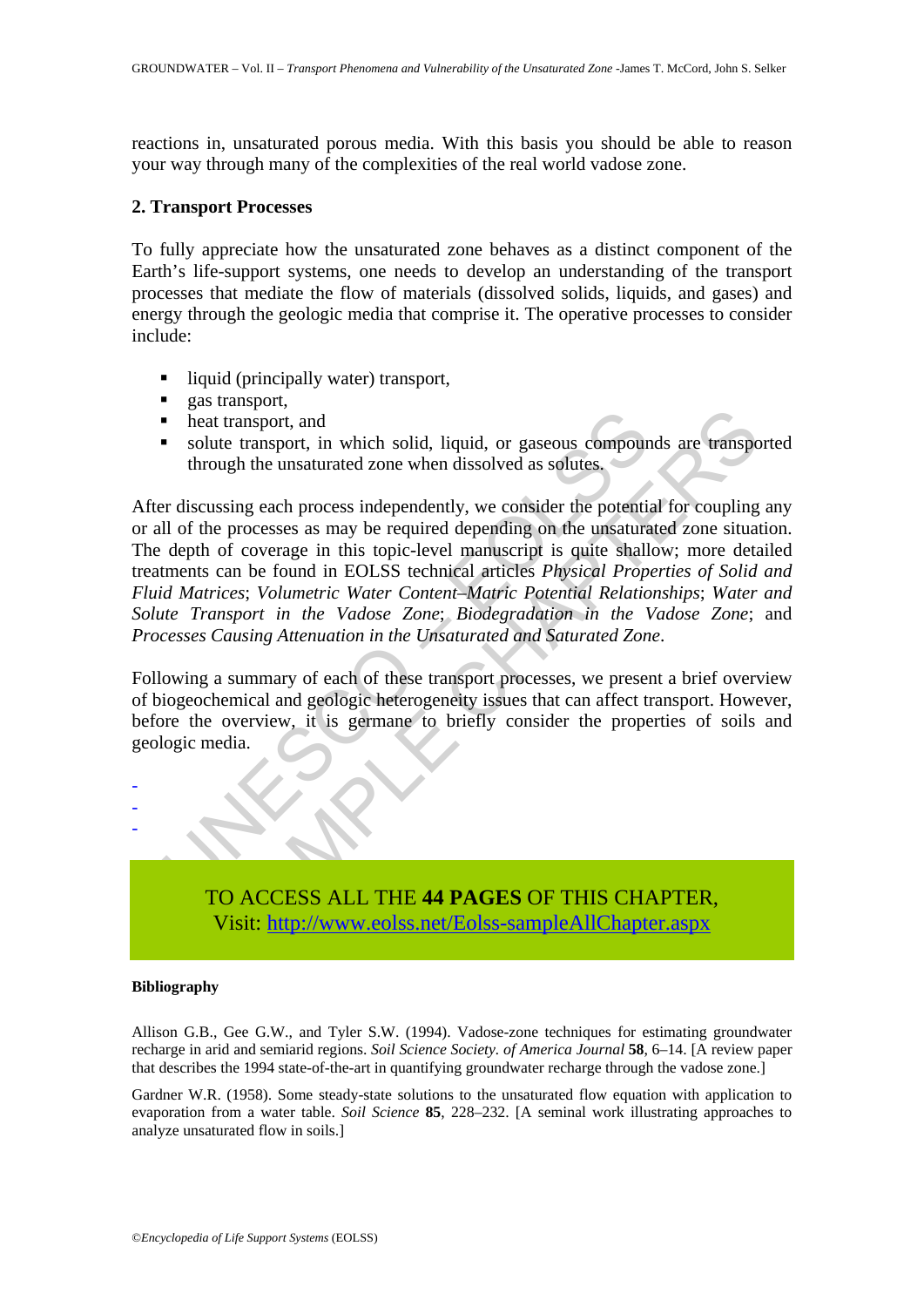reactions in, unsaturated porous media. With this basis you should be able to reason your way through many of the complexities of the real world vadose zone.

## 2. Transport Processes

To fully appreciate how the unsaturated zone behaves as a distinct component of the Earth's life-support systems, one needs to develop an understanding of the transport processes that mediate the flow of materials (dissolved solids, liquids, and gases) and energy through the geologic media that comprise it. The operative processes to consider include:

- liquid (principally water) transport,
- gas transport,
- heat transport, and
- solute transport, in which solid, liquid, or gaseous compounds are transported through the unsaturated zone when dissolved as solutes.

After discussing each process independently, we consider the potential for coupling any or all of the processes as may be required depending on the unsaturated zone situation. The depth of coverage in this topic-level manuscript is quite shallow; more detailed treatments can be found in EOLSS technical articles *Physical Properties of Solid and Fluid Matrices*; *Volumetric Water Content–Matric Potential Relationships*; *Water and Solute Transport in the Vadose Zone*; *Biodegradation in the Vadose Zone*; and *Processes Causing Attenuation in the Unsaturated and Saturated Zone*.

Following a summary of each of these transport processes, we present a brief overview of biogeochemical and geologic heterogeneity issues that can affect transport. However, before the overview, it is germane to briefly consider the properties of soils and geologic media.

-
-
-

TO ACCESS ALL THE **44 PAGES** OF THIS CHAPTER,
Visit: http://www.eolss.net/Eolss-sampleAllChapter.aspx

**Bibliography**

Allison G.B., Gee G.W., and Tyler S.W. (1994). Vadose-zone techniques for estimating groundwater recharge in arid and semiarid regions. *Soil Science Society. of America Journal* **58**, 6–14. [A review paper that describes the 1994 state-of-the-art in quantifying groundwater recharge through the vadose zone.]

Gardner W.R. (1958). Some steady-state solutions to the unsaturated flow equation with application to evaporation from a water table. *Soil Science* **85**, 228–232. [A seminal work illustrating approaches to analyze unsaturated flow in soils.]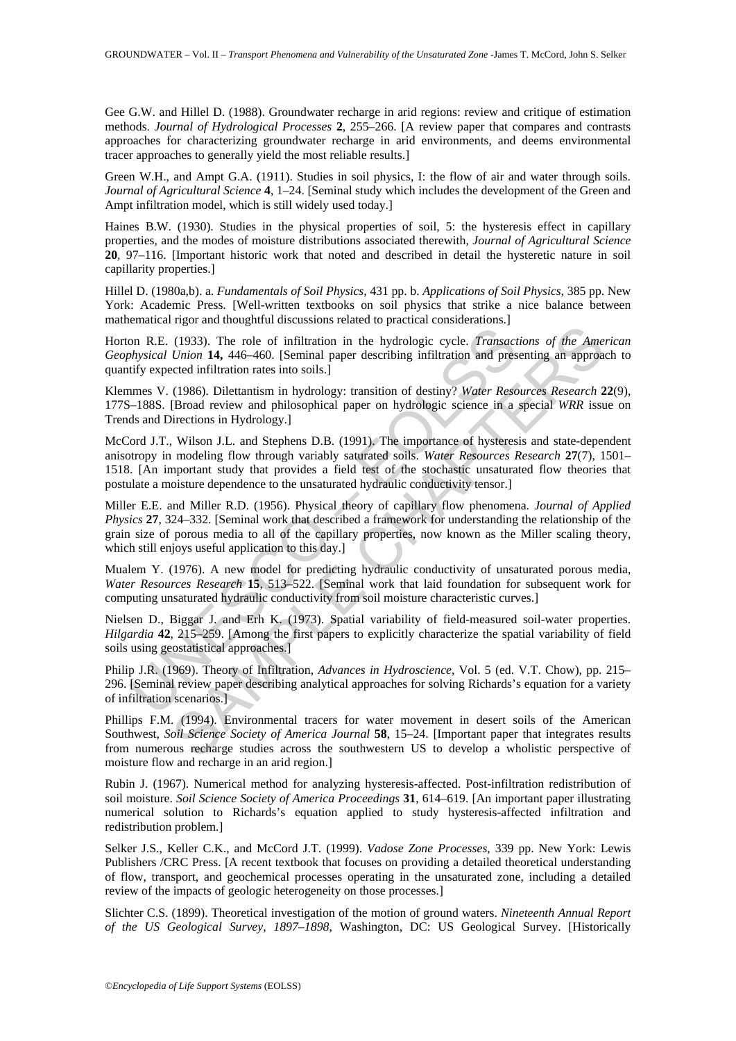Gee G.W. and Hillel D. (1988). Groundwater recharge in arid regions: review and critique of estimation methods. *Journal of Hydrological Processes* **2**, 255–266. [A review paper that compares and contrasts approaches for characterizing groundwater recharge in arid environments, and deems environmental tracer approaches to generally yield the most reliable results.]

Green W.H., and Ampt G.A. (1911). Studies in soil physics, I: the flow of air and water through soils. *Journal of Agricultural Science* **4**, 1–24. [Seminal study which includes the development of the Green and Ampt infiltration model, which is still widely used today.]

Haines B.W. (1930). Studies in the physical properties of soil, 5: the hysteresis effect in capillary properties, and the modes of moisture distributions associated therewith, *Journal of Agricultural Science* **20**, 97–116. [Important historic work that noted and described in detail the hysteretic nature in soil capillarity properties.]

Hillel D. (1980a,b). a. *Fundamentals of Soil Physics*, 431 pp. b. *Applications of Soil Physics*, 385 pp. New York: Academic Press. [Well-written textbooks on soil physics that strike a nice balance between mathematical rigor and thoughtful discussions related to practical considerations.]

Horton R.E. (1933). The role of infiltration in the hydrologic cycle. *Transactions of the American Geophysical Union* **14,** 446–460. [Seminal paper describing infiltration and presenting an approach to quantify expected infiltration rates into soils.]

Klemmes V. (1986). Dilettantism in hydrology: transition of destiny? *Water Resources Research* **22**(9), 177S–188S. [Broad review and philosophical paper on hydrologic science in a special *WRR* issue on Trends and Directions in Hydrology.]

McCord J.T., Wilson J.L. and Stephens D.B. (1991). The importance of hysteresis and state-dependent anisotropy in modeling flow through variably saturated soils. *Water Resources Research* **27**(7), 1501–1518. [An important study that provides a field test of the stochastic unsaturated flow theories that postulate a moisture dependence to the unsaturated hydraulic conductivity tensor.]

Miller E.E. and Miller R.D. (1956). Physical theory of capillary flow phenomena. *Journal of Applied Physics* **27**, 324–332. [Seminal work that described a framework for understanding the relationship of the grain size of porous media to all of the capillary properties, now known as the Miller scaling theory, which still enjoys useful application to this day.]

Mualem Y. (1976). A new model for predicting hydraulic conductivity of unsaturated porous media, *Water Resources Research* **15**, 513–522. [Seminal work that laid foundation for subsequent work for computing unsaturated hydraulic conductivity from soil moisture characteristic curves.]

Nielsen D., Biggar J. and Erh K. (1973). Spatial variability of field-measured soil-water properties. *Hilgardia* **42**, 215–259. [Among the first papers to explicitly characterize the spatial variability of field soils using geostatistical approaches.]

Philip J.R. (1969). Theory of Infiltration, *Advances in Hydroscience*, Vol. 5 (ed. V.T. Chow), pp. 215–296. [Seminal review paper describing analytical approaches for solving Richards's equation for a variety of infiltration scenarios.]

Phillips F.M. (1994). Environmental tracers for water movement in desert soils of the American Southwest, *Soil Science Society of America Journal* **58**, 15–24. [Important paper that integrates results from numerous recharge studies across the southwestern US to develop a wholistic perspective of moisture flow and recharge in an arid region.]

Rubin J. (1967). Numerical method for analyzing hysteresis-affected. Post-infiltration redistribution of soil moisture. *Soil Science Society of America Proceedings* **31**, 614–619. [An important paper illustrating numerical solution to Richards's equation applied to study hysteresis-affected infiltration and redistribution problem.]

Selker J.S., Keller C.K., and McCord J.T. (1999). *Vadose Zone Processes*, 339 pp. New York: Lewis Publishers /CRC Press. [A recent textbook that focuses on providing a detailed theoretical understanding of flow, transport, and geochemical processes operating in the unsaturated zone, including a detailed review of the impacts of geologic heterogeneity on those processes.]

Slichter C.S. (1899). Theoretical investigation of the motion of ground waters. *Nineteenth Annual Report of the US Geological Survey, 1897–1898*, Washington, DC: US Geological Survey. [Historically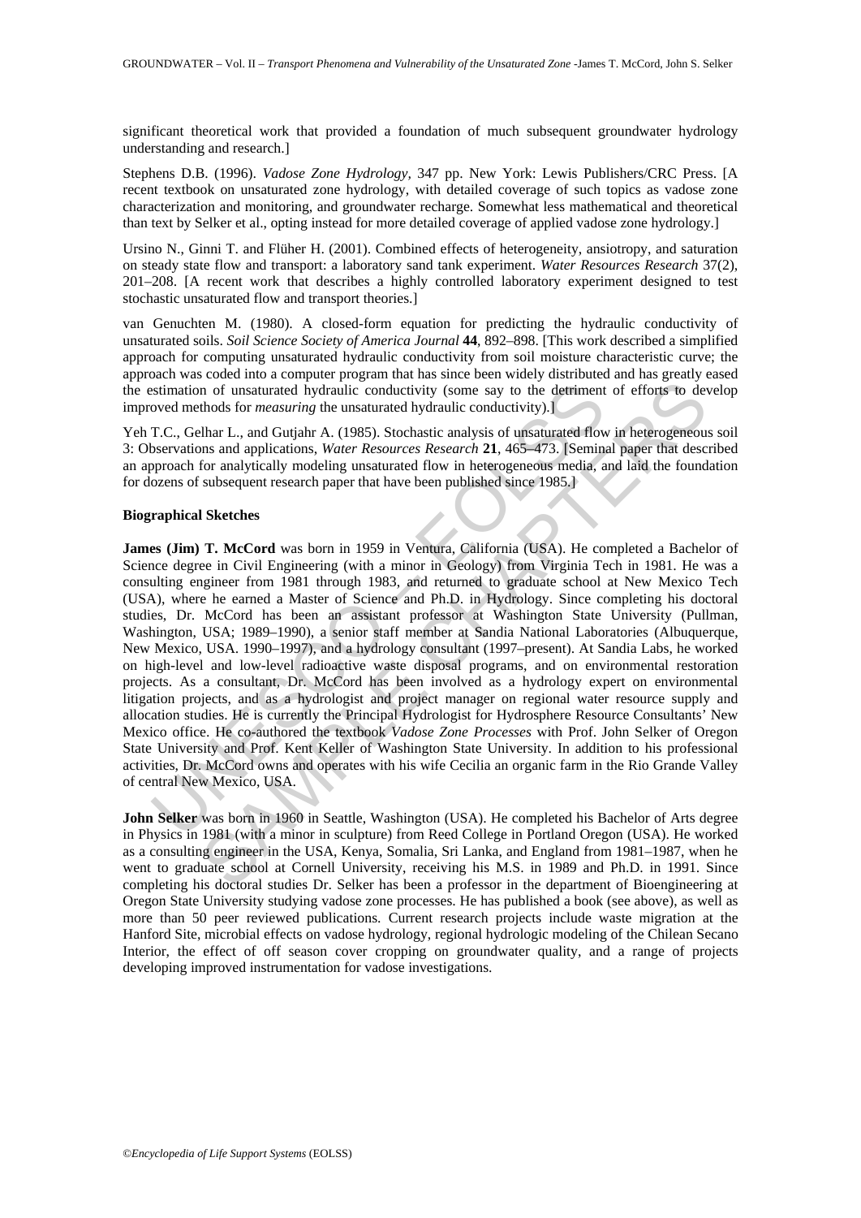significant theoretical work that provided a foundation of much subsequent groundwater hydrology understanding and research.]

Stephens D.B. (1996). *Vadose Zone Hydrology*, 347 pp. New York: Lewis Publishers/CRC Press. [A recent textbook on unsaturated zone hydrology, with detailed coverage of such topics as vadose zone characterization and monitoring, and groundwater recharge. Somewhat less mathematical and theoretical than text by Selker et al., opting instead for more detailed coverage of applied vadose zone hydrology.]

Ursino N., Ginni T. and Flüher H. (2001). Combined effects of heterogeneity, ansiotropy, and saturation on steady state flow and transport: a laboratory sand tank experiment. *Water Resources Research* 37(2), 201–208. [A recent work that describes a highly controlled laboratory experiment designed to test stochastic unsaturated flow and transport theories.]

van Genuchten M. (1980). A closed-form equation for predicting the hydraulic conductivity of unsaturated soils. *Soil Science Society of America Journal* **44**, 892–898. [This work described a simplified approach for computing unsaturated hydraulic conductivity from soil moisture characteristic curve; the approach was coded into a computer program that has since been widely distributed and has greatly eased the estimation of unsaturated hydraulic conductivity (some say to the detriment of efforts to develop improved methods for *measuring* the unsaturated hydraulic conductivity).]

Yeh T.C., Gelhar L., and Gutjahr A. (1985). Stochastic analysis of unsaturated flow in heterogeneous soil 3: Observations and applications, *Water Resources Research* **21**, 465–473. [Seminal paper that described an approach for analytically modeling unsaturated flow in heterogeneous media, and laid the foundation for dozens of subsequent research paper that have been published since 1985.]

**Biographical Sketches**

**James (Jim) T. McCord** was born in 1959 in Ventura, California (USA). He completed a Bachelor of Science degree in Civil Engineering (with a minor in Geology) from Virginia Tech in 1981. He was a consulting engineer from 1981 through 1983, and returned to graduate school at New Mexico Tech (USA), where he earned a Master of Science and Ph.D. in Hydrology. Since completing his doctoral studies, Dr. McCord has been an assistant professor at Washington State University (Pullman, Washington, USA; 1989–1990), a senior staff member at Sandia National Laboratories (Albuquerque, New Mexico, USA. 1990–1997), and a hydrology consultant (1997–present). At Sandia Labs, he worked on high-level and low-level radioactive waste disposal programs, and on environmental restoration projects. As a consultant, Dr. McCord has been involved as a hydrology expert on environmental litigation projects, and as a hydrologist and project manager on regional water resource supply and allocation studies. He is currently the Principal Hydrologist for Hydrosphere Resource Consultants' New Mexico office. He co-authored the textbook *Vadose Zone Processes* with Prof. John Selker of Oregon State University and Prof. Kent Keller of Washington State University. In addition to his professional activities, Dr. McCord owns and operates with his wife Cecilia an organic farm in the Rio Grande Valley of central New Mexico, USA.

**John Selker** was born in 1960 in Seattle, Washington (USA). He completed his Bachelor of Arts degree in Physics in 1981 (with a minor in sculpture) from Reed College in Portland Oregon (USA). He worked as a consulting engineer in the USA, Kenya, Somalia, Sri Lanka, and England from 1981–1987, when he went to graduate school at Cornell University, receiving his M.S. in 1989 and Ph.D. in 1991. Since completing his doctoral studies Dr. Selker has been a professor in the department of Bioengineering at Oregon State University studying vadose zone processes. He has published a book (see above), as well as more than 50 peer reviewed publications. Current research projects include waste migration at the Hanford Site, microbial effects on vadose hydrology, regional hydrologic modeling of the Chilean Secano Interior, the effect of off season cover cropping on groundwater quality, and a range of projects developing improved instrumentation for vadose investigations.